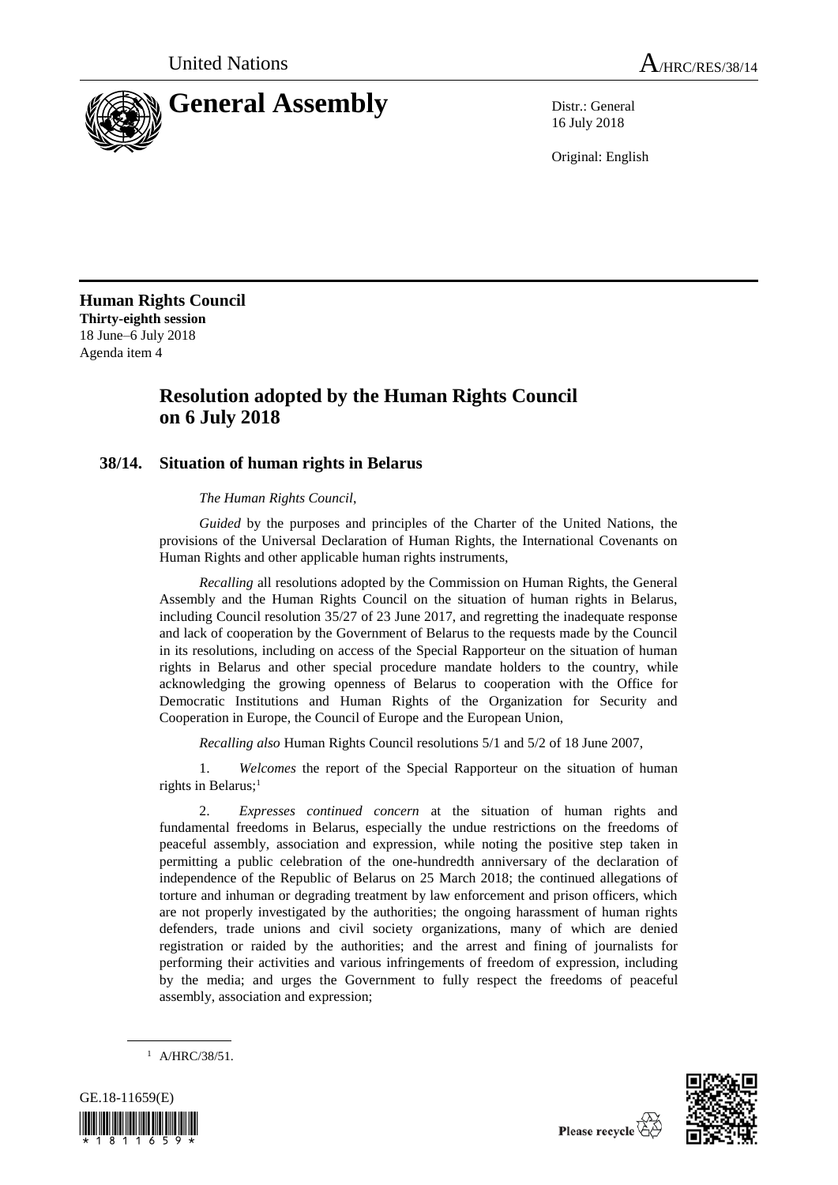United Nations A/HRC/RES/38/14

# General Assembly

Distr.: General
16 July 2018

Original: English

**Human Rights Council**
**Thirty-eighth session**
18 June–6 July 2018
Agenda item 4

## Resolution adopted by the Human Rights Council on 6 July 2018

### 38/14. Situation of human rights in Belarus

*The Human Rights Council*,

*Guided* by the purposes and principles of the Charter of the United Nations, the provisions of the Universal Declaration of Human Rights, the International Covenants on Human Rights and other applicable human rights instruments,

*Recalling* all resolutions adopted by the Commission on Human Rights, the General Assembly and the Human Rights Council on the situation of human rights in Belarus, including Council resolution 35/27 of 23 June 2017, and regretting the inadequate response and lack of cooperation by the Government of Belarus to the requests made by the Council in its resolutions, including on access of the Special Rapporteur on the situation of human rights in Belarus and other special procedure mandate holders to the country, while acknowledging the growing openness of Belarus to cooperation with the Office for Democratic Institutions and Human Rights of the Organization for Security and Cooperation in Europe, the Council of Europe and the European Union,

*Recalling also* Human Rights Council resolutions 5/1 and 5/2 of 18 June 2007,

1. *Welcomes* the report of the Special Rapporteur on the situation of human rights in Belarus;[1]

2. *Expresses continued concern* at the situation of human rights and fundamental freedoms in Belarus, especially the undue restrictions on the freedoms of peaceful assembly, association and expression, while noting the positive step taken in permitting a public celebration of the one-hundredth anniversary of the declaration of independence of the Republic of Belarus on 25 March 2018; the continued allegations of torture and inhuman or degrading treatment by law enforcement and prison officers, which are not properly investigated by the authorities; the ongoing harassment of human rights defenders, trade unions and civil society organizations, many of which are denied registration or raided by the authorities; and the arrest and fining of journalists for performing their activities and various infringements of freedom of expression, including by the media; and urges the Government to fully respect the freedoms of peaceful assembly, association and expression;

[1] A/HRC/38/51.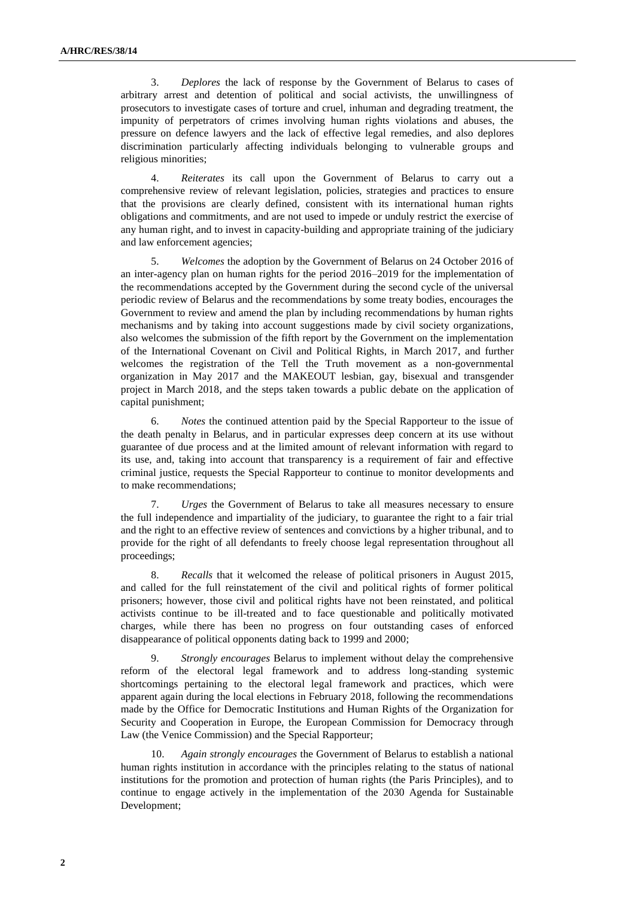3. *Deplores* the lack of response by the Government of Belarus to cases of arbitrary arrest and detention of political and social activists, the unwillingness of prosecutors to investigate cases of torture and cruel, inhuman and degrading treatment, the impunity of perpetrators of crimes involving human rights violations and abuses, the pressure on defence lawyers and the lack of effective legal remedies, and also deplores discrimination particularly affecting individuals belonging to vulnerable groups and religious minorities;

4. *Reiterates* its call upon the Government of Belarus to carry out a comprehensive review of relevant legislation, policies, strategies and practices to ensure that the provisions are clearly defined, consistent with its international human rights obligations and commitments, and are not used to impede or unduly restrict the exercise of any human right, and to invest in capacity-building and appropriate training of the judiciary and law enforcement agencies;

5. *Welcomes* the adoption by the Government of Belarus on 24 October 2016 of an inter-agency plan on human rights for the period 2016–2019 for the implementation of the recommendations accepted by the Government during the second cycle of the universal periodic review of Belarus and the recommendations by some treaty bodies, encourages the Government to review and amend the plan by including recommendations by human rights mechanisms and by taking into account suggestions made by civil society organizations, also welcomes the submission of the fifth report by the Government on the implementation of the International Covenant on Civil and Political Rights, in March 2017, and further welcomes the registration of the Tell the Truth movement as a non-governmental organization in May 2017 and the MAKEOUT lesbian, gay, bisexual and transgender project in March 2018, and the steps taken towards a public debate on the application of capital punishment;

6. *Notes* the continued attention paid by the Special Rapporteur to the issue of the death penalty in Belarus, and in particular expresses deep concern at its use without guarantee of due process and at the limited amount of relevant information with regard to its use, and, taking into account that transparency is a requirement of fair and effective criminal justice, requests the Special Rapporteur to continue to monitor developments and to make recommendations;

7. *Urges* the Government of Belarus to take all measures necessary to ensure the full independence and impartiality of the judiciary, to guarantee the right to a fair trial and the right to an effective review of sentences and convictions by a higher tribunal, and to provide for the right of all defendants to freely choose legal representation throughout all proceedings;

8. *Recalls* that it welcomed the release of political prisoners in August 2015, and called for the full reinstatement of the civil and political rights of former political prisoners; however, those civil and political rights have not been reinstated, and political activists continue to be ill-treated and to face questionable and politically motivated charges, while there has been no progress on four outstanding cases of enforced disappearance of political opponents dating back to 1999 and 2000;

9. *Strongly encourages* Belarus to implement without delay the comprehensive reform of the electoral framework and to address long-standing systemic shortcomings pertaining to the electoral legal framework and practices, which were apparent again during the local elections in February 2018, following the recommendations made by the Office for Democratic Institutions and Human Rights of the Organization for Security and Cooperation in Europe, the European Commission for Democracy through Law (the Venice Commission) and the Special Rapporteur;

10. *Again strongly encourages* the Government of Belarus to establish a national human rights institution in accordance with the principles relating to the status of national institutions for the promotion and protection of human rights (the Paris Principles), and to continue to engage actively in the implementation of the 2030 Agenda for Sustainable Development;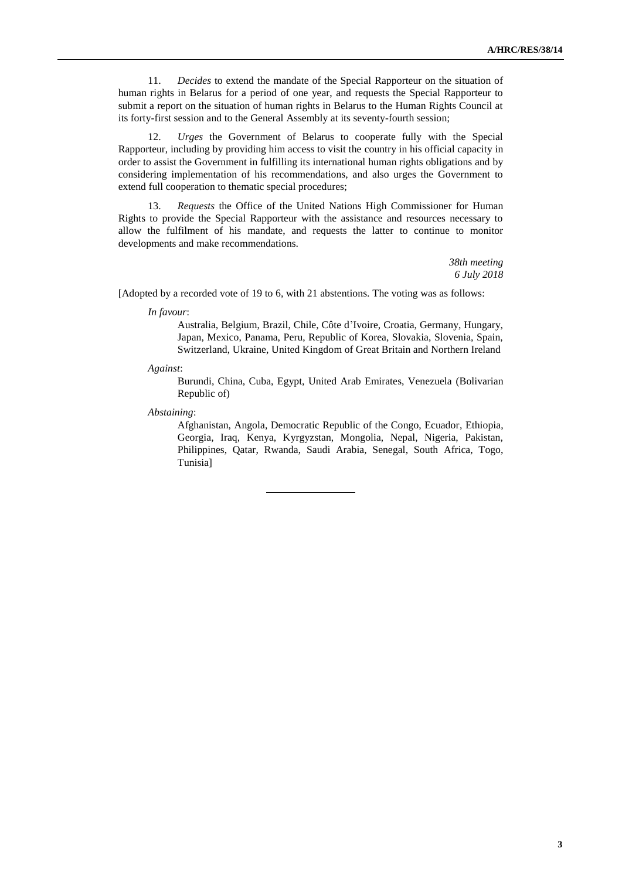11. *Decides* to extend the mandate of the Special Rapporteur on the situation of human rights in Belarus for a period of one year, and requests the Special Rapporteur to submit a report on the situation of human rights in Belarus to the Human Rights Council at its forty-first session and to the General Assembly at its seventy-fourth session;

12. *Urges* the Government of Belarus to cooperate fully with the Special Rapporteur, including by providing him access to visit the country in his official capacity in order to assist the Government in fulfilling its international human rights obligations and by considering implementation of his recommendations, and also urges the Government to extend full cooperation to thematic special procedures;

13. *Requests* the Office of the United Nations High Commissioner for Human Rights to provide the Special Rapporteur with the assistance and resources necessary to allow the fulfilment of his mandate, and requests the latter to continue to monitor developments and make recommendations.

*38th meeting*
*6 July 2018*

[Adopted by a recorded vote of 19 to 6, with 21 abstentions. The voting was as follows:

*In favour*:

Australia, Belgium, Brazil, Chile, Côte d'Ivoire, Croatia, Germany, Hungary, Japan, Mexico, Panama, Peru, Republic of Korea, Slovakia, Slovenia, Spain, Switzerland, Ukraine, United Kingdom of Great Britain and Northern Ireland

*Against*:

Burundi, China, Cuba, Egypt, United Arab Emirates, Venezuela (Bolivarian Republic of)

*Abstaining*:

Afghanistan, Angola, Democratic Republic of the Congo, Ecuador, Ethiopia, Georgia, Iraq, Kenya, Kyrgyzstan, Mongolia, Nepal, Nigeria, Pakistan, Philippines, Qatar, Rwanda, Saudi Arabia, Senegal, South Africa, Togo, Tunisia]